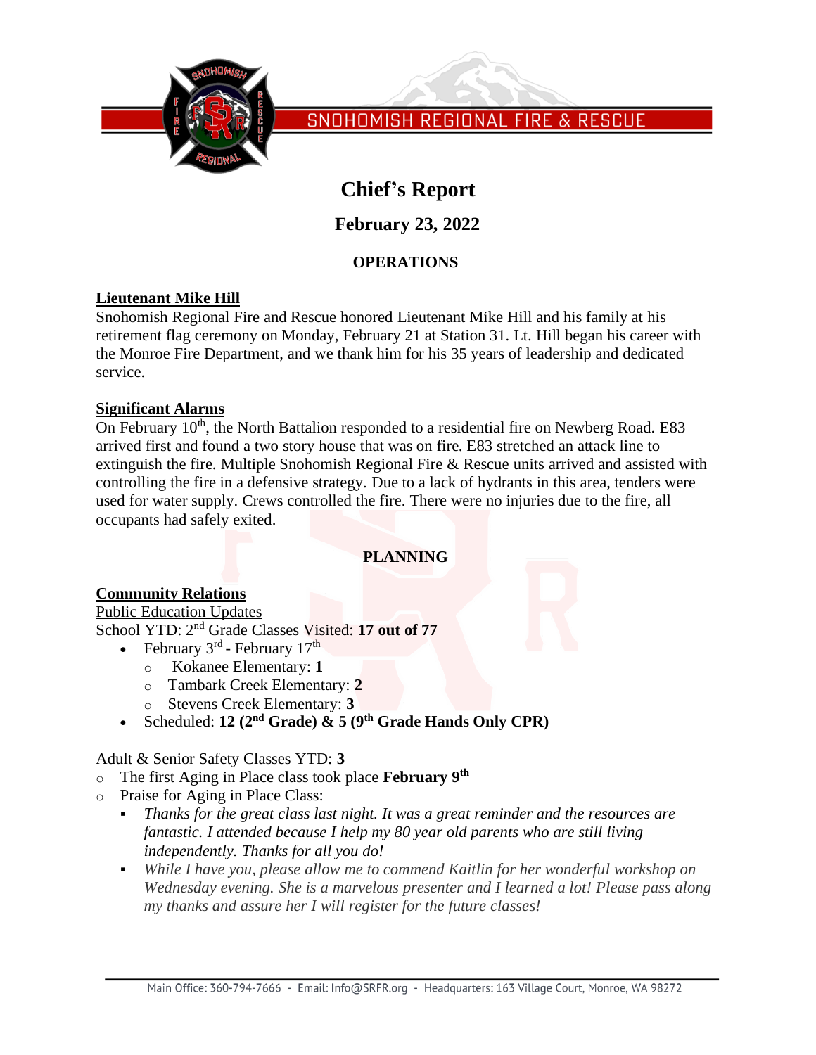SNOHOMISH REGIONAL FIRE & RESCUE

# Chief's Report

## February 23, 2022

### OPERATIONS

**Lieutenant Mike Hill**

Snohomish Regional Fire and Rescue honored Lieutenant Mike Hill and his family at his retirement flag ceremony on Monday, February 21 at Station 31. Lt. Hill began his career with the Monroe Fire Department, and we thank him for his 35 years of leadership and dedicated service.

**Significant Alarms**

On February 10th, the North Battalion responded to a residential fire on Newberg Road. E83 arrived first and found a two story house that was on fire. E83 stretched an attack line to extinguish the fire. Multiple Snohomish Regional Fire & Rescue units arrived and assisted with controlling the fire in a defensive strategy. Due to a lack of hydrants in this area, tenders were used for water supply. Crews controlled the fire. There were no injuries due to the fire, all occupants had safely exited.

### PLANNING

**Community Relations**

Public Education Updates

School YTD: 2nd Grade Classes Visited: **17 out of 77**

- February 3rd - February 17th
  - Kokanee Elementary: **1**
  - Tambark Creek Elementary: **2**
  - Stevens Creek Elementary: **3**
- Scheduled: **12 (2nd Grade) & 5 (9th Grade Hands Only CPR)**

Adult & Senior Safety Classes YTD: **3**

- The first Aging in Place class took place **February 9th**
- Praise for Aging in Place Class:
  - *Thanks for the great class last night. It was a great reminder and the resources are fantastic. I attended because I help my 80 year old parents who are still living independently. Thanks for all you do!*
  - *While I have you, please allow me to commend Kaitlin for her wonderful workshop on Wednesday evening. She is a marvelous presenter and I learned a lot! Please pass along my thanks and assure her I will register for the future classes!*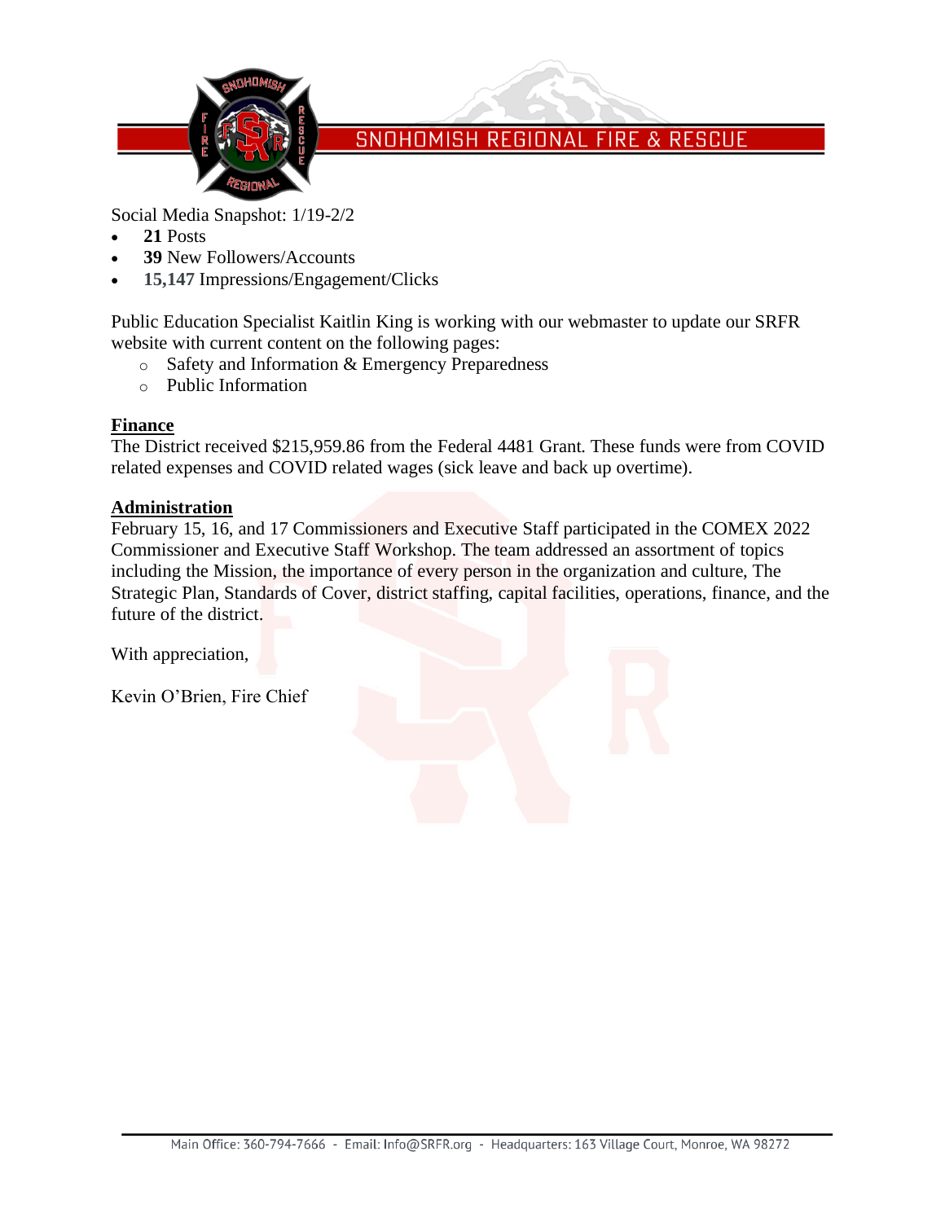Social Media Snapshot: 1/19-2/2

- **21** Posts
- **39** New Followers/Accounts
- **15,147** Impressions/Engagement/Clicks

Public Education Specialist Kaitlin King is working with our webmaster to update our SRFR website with current content on the following pages:

- Safety and Information & Emergency Preparedness
- Public Information

**<u>Finance</u>**

The District received $215,959.86 from the Federal 4481 Grant. These funds were from COVID related expenses and COVID related wages (sick leave and back up overtime).

**<u>Administration</u>**

February 15, 16, and 17 Commissioners and Executive Staff participated in the COMEX 2022 Commissioner and Executive Staff Workshop. The team addressed an assortment of topics including the Mission, the importance of every person in the organization and culture, The Strategic Plan, Standards of Cover, district staffing, capital facilities, operations, finance, and the future of the district.

With appreciation,

Kevin O'Brien, Fire Chief